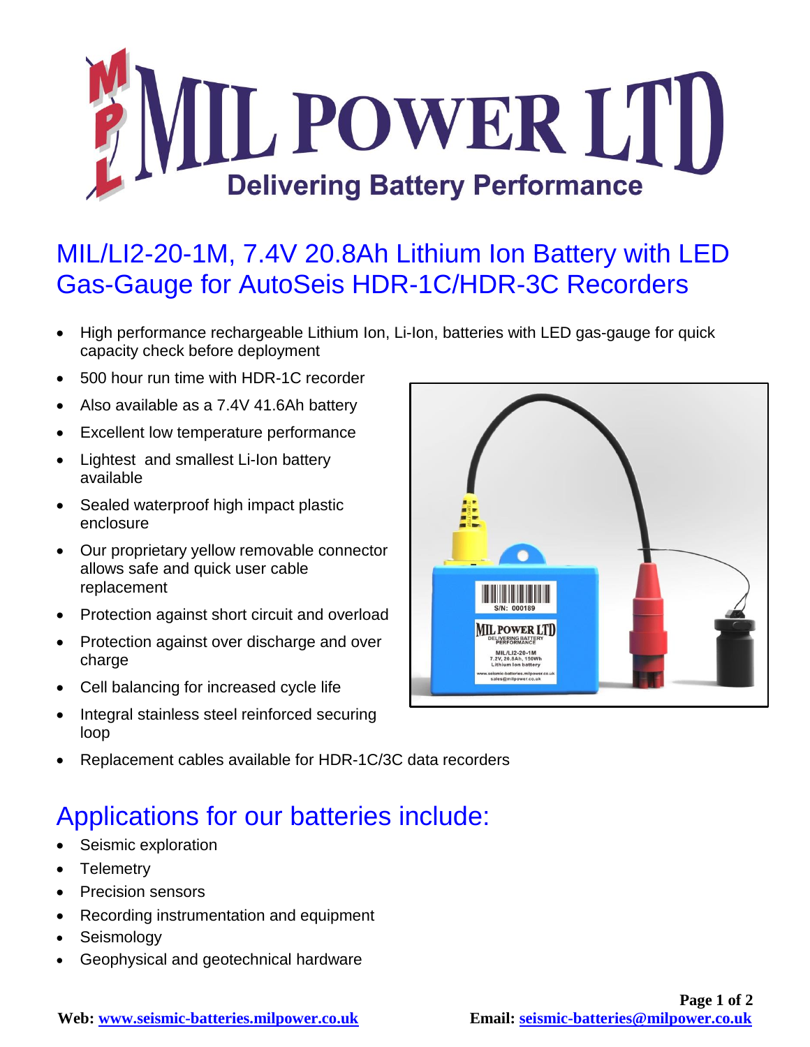# MIL POWER LTD

Delivering Battery Performance

## MIL/LI2-20-1M, 7.4V 20.8Ah Lithium Ion Battery with LED Gas-Gauge for AutoSeis HDR-1C/HDR-3C Recorders

- High performance rechargeable Lithium Ion, Li-Ion, batteries with LED gas-gauge for quick capacity check before deployment
- 500 hour run time with HDR-1C recorder
- Also available as a 7.4V 41.6Ah battery
- Excellent low temperature performance
- Lightest and smallest Li-Ion battery available
- Sealed waterproof high impact plastic enclosure
- Our proprietary yellow removable connector allows safe and quick user cable replacement
- Protection against short circuit and overload
- Protection against over discharge and over charge
- Cell balancing for increased cycle life
- Integral stainless steel reinforced securing loop
- Replacement cables available for HDR-1C/3C data recorders

## Applications for our batteries include:

- Seismic exploration
- Telemetry
- Precision sensors
- Recording instrumentation and equipment
- Seismology
- Geophysical and geotechnical hardware

**Web: www.seismic-batteries.milpower.co.uk** **Email: seismic-batteries@milpower.co.uk**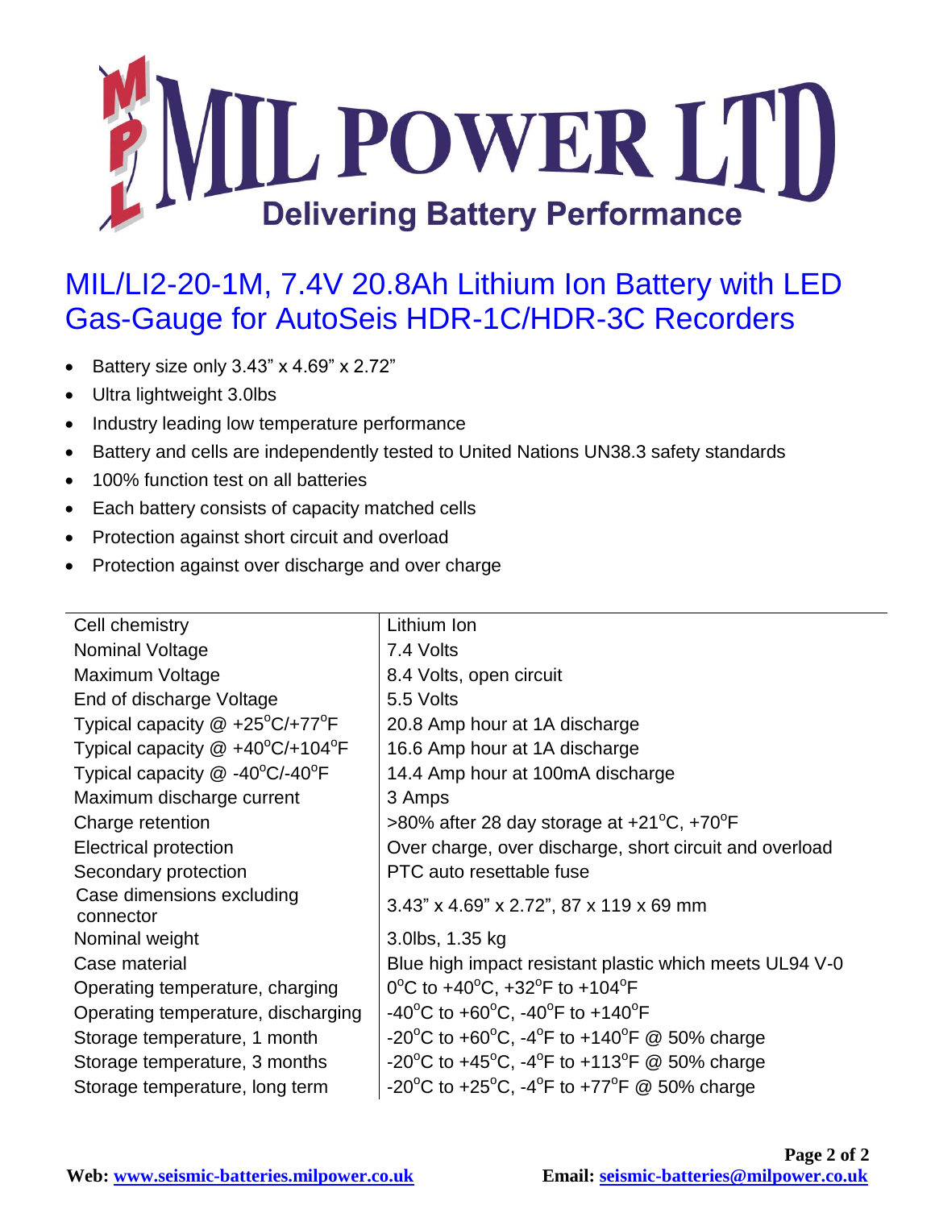# MIL POWER LTD

**Delivering Battery Performance**

## MIL/LI2-20-1M, 7.4V 20.8Ah Lithium Ion Battery with LED Gas-Gauge for AutoSeis HDR-1C/HDR-3C Recorders

- Battery size only 3.43" x 4.69" x 2.72"
- Ultra lightweight 3.0lbs
- Industry leading low temperature performance
- Battery and cells are independently tested to United Nations UN38.3 safety standards
- 100% function test on all batteries
- Each battery consists of capacity matched cells
- Protection against short circuit and overload
- Protection against over discharge and over charge

| | |
|---|---|
| Cell chemistry | Lithium Ion |
| Nominal Voltage | 7.4 Volts |
| Maximum Voltage | 8.4 Volts, open circuit |
| End of discharge Voltage | 5.5 Volts |
| Typical capacity @ +25°C/+77°F | 20.8 Amp hour at 1A discharge |
| Typical capacity @ +40°C/+104°F | 16.6 Amp hour at 1A discharge |
| Typical capacity @ -40°C/-40°F | 14.4 Amp hour at 100mA discharge |
| Maximum discharge current | 3 Amps |
| Charge retention | >80% after 28 day storage at +21°C, +70°F |
| Electrical protection | Over charge, over discharge, short circuit and overload |
| Secondary protection | PTC auto resettable fuse |
| Case dimensions excluding connector | 3.43" x 4.69" x 2.72", 87 x 119 x 69 mm |
| Nominal weight | 3.0lbs, 1.35 kg |
| Case material | Blue high impact resistant plastic which meets UL94 V-0 |
| Operating temperature, charging | 0°C to +40°C, +32°F to +104°F |
| Operating temperature, discharging | -40°C to +60°C, -40°F to +140°F |
| Storage temperature, 1 month | -20°C to +60°C, -4°F to +140°F @ 50% charge |
| Storage temperature, 3 months | -20°C to +45°C, -4°F to +113°F @ 50% charge |
| Storage temperature, long term | -20°C to +25°C, -4°F to +77°F @ 50% charge |

**Web:** www.seismic-batteries.milpower.co.uk **Email:** seismic-batteries@milpower.co.uk